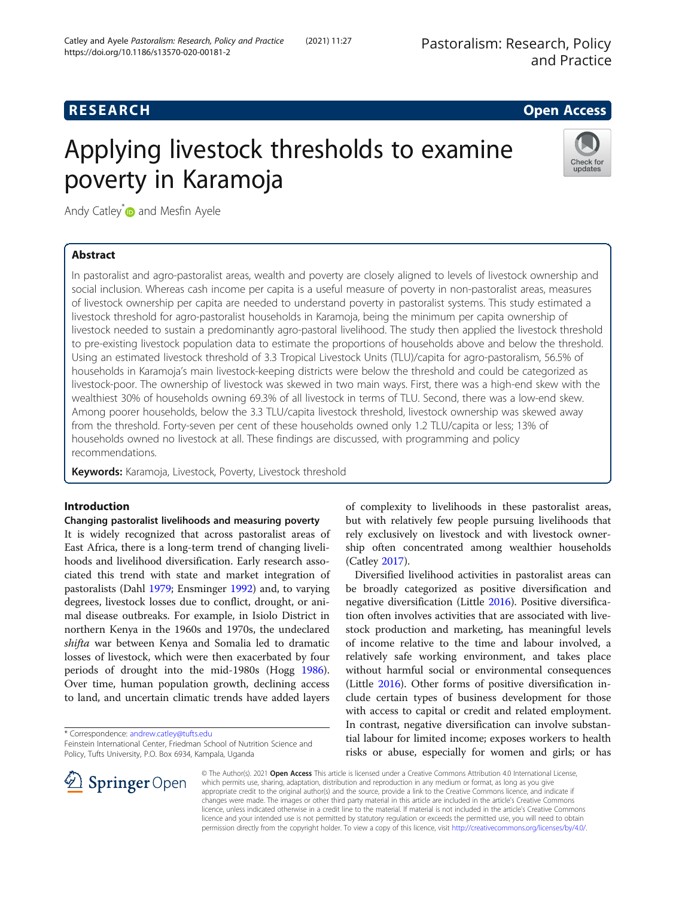# Applying livestock thresholds to examine poverty in Karamoja

Andy Catley* and Mesfin Ayele

## Abstract

In pastoralist and agro-pastoralist areas, wealth and poverty are closely aligned to levels of livestock ownership and social inclusion. Whereas cash income per capita is a useful measure of poverty in non-pastoralist areas, measures of livestock ownership per capita are needed to understand poverty in pastoralist systems. This study estimated a livestock threshold for agro-pastoralist households in Karamoja, being the minimum per capita ownership of livestock needed to sustain a predominantly agro-pastoral livelihood. The study then applied the livestock threshold to pre-existing livestock population data to estimate the proportions of households above and below the threshold. Using an estimated livestock threshold of 3.3 Tropical Livestock Units (TLU)/capita for agro-pastoralism, 56.5% of households in Karamoja's main livestock-keeping districts were below the threshold and could be categorized as livestock-poor. The ownership of livestock was skewed in two main ways. First, there was a high-end skew with the wealthiest 30% of households owning 69.3% of all livestock in terms of TLU. Second, there was a low-end skew. Among poorer households, below the 3.3 TLU/capita livestock threshold, livestock ownership was skewed away from the threshold. Forty-seven per cent of these households owned only 1.2 TLU/capita or less; 13% of households owned no livestock at all. These findings are discussed, with programming and policy recommendations.

**Keywords:** Karamoja, Livestock, Poverty, Livestock threshold

## Introduction

### Changing pastoralist livelihoods and measuring poverty

It is widely recognized that across pastoralist areas of East Africa, there is a long-term trend of changing livelihoods and livelihood diversification. Early research associated this trend with state and market integration of pastoralists (Dahl 1979; Ensminger 1992) and, to varying degrees, livestock losses due to conflict, drought, or animal disease outbreaks. For example, in Isiolo District in northern Kenya in the 1960s and 1970s, the undeclared *shifta* war between Kenya and Somalia led to dramatic losses of livestock, which were then exacerbated by four periods of drought into the mid-1980s (Hogg 1986). Over time, human population growth, declining access to land, and uncertain climatic trends have added layers of complexity to livelihoods in these pastoralist areas, but with relatively few people pursuing livelihoods that rely exclusively on livestock and with livestock ownership often concentrated among wealthier households (Catley 2017).

Diversified livelihood activities in pastoralist areas can be broadly categorized as positive diversification and negative diversification (Little 2016). Positive diversification often involves activities that are associated with livestock production and marketing, has meaningful levels of income relative to the time and labour involved, a relatively safe working environment, and takes place without harmful social or environmental consequences (Little 2016). Other forms of positive diversification include certain types of business development for those with access to capital or credit and related employment. In contrast, negative diversification can involve substantial labour for limited income; exposes workers to health risks or abuse, especially for women and girls; or has

\* Correspondence: andrew.catley@tufts.edu
Feinstein International Center, Friedman School of Nutrition Science and Policy, Tufts University, P.O. Box 6934, Kampala, Uganda

© The Author(s). 2021 **Open Access** This article is licensed under a Creative Commons Attribution 4.0 International License, which permits use, sharing, adaptation, distribution and reproduction in any medium or format, as long as you give appropriate credit to the original author(s) and the source, provide a link to the Creative Commons licence, and indicate if changes were made. The images or other third party material in this article are included in the article's Creative Commons licence, unless indicated otherwise in a credit line to the material. If material is not included in the article's Creative Commons licence and your intended use is not permitted by statutory regulation or exceeds the permitted use, you will need to obtain permission directly from the copyright holder. To view a copy of this licence, visit http://creativecommons.org/licenses/by/4.0/.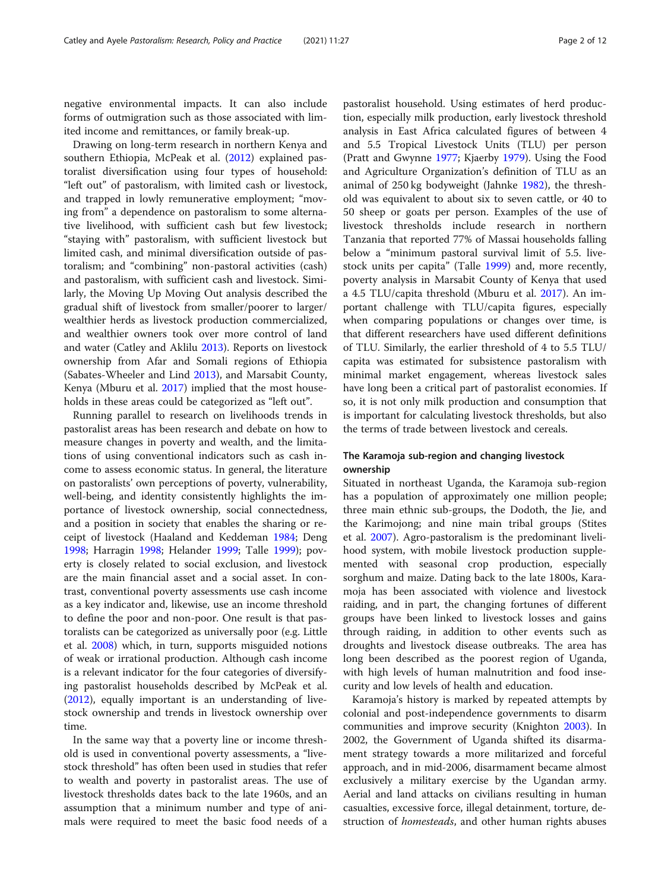negative environmental impacts. It can also include forms of outmigration such as those associated with limited income and remittances, or family break-up.

Drawing on long-term research in northern Kenya and southern Ethiopia, McPeak et al. (2012) explained pastoralist diversification using four types of household: "left out" of pastoralism, with limited cash or livestock, and trapped in lowly remunerative employment; "moving from" a dependence on pastoralism to some alternative livelihood, with sufficient cash but few livestock; "staying with" pastoralism, with sufficient livestock but limited cash, and minimal diversification outside of pastoralism; and "combining" non-pastoral activities (cash) and pastoralism, with sufficient cash and livestock. Similarly, the Moving Up Moving Out analysis described the gradual shift of livestock from smaller/poorer to larger/wealthier herds as livestock production commercialized, and wealthier owners took over more control of land and water (Catley and Aklilu 2013). Reports on livestock ownership from Afar and Somali regions of Ethiopia (Sabates-Wheeler and Lind 2013), and Marsabit County, Kenya (Mburu et al. 2017) implied that the most households in these areas could be categorized as "left out".

Running parallel to research on livelihoods trends in pastoralist areas has been research and debate on how to measure changes in poverty and wealth, and the limitations of using conventional indicators such as cash income to assess economic status. In general, the literature on pastoralists' own perceptions of poverty, vulnerability, well-being, and identity consistently highlights the importance of livestock ownership, social connectedness, and a position in society that enables the sharing or receipt of livestock (Haaland and Keddeman 1984; Deng 1998; Harragin 1998; Helander 1999; Talle 1999); poverty is closely related to social exclusion, and livestock are the main financial asset and a social asset. In contrast, conventional poverty assessments use cash income as a key indicator and, likewise, use an income threshold to define the poor and non-poor. One result is that pastoralists can be categorized as universally poor (e.g. Little et al. 2008) which, in turn, supports misguided notions of weak or irrational production. Although cash income is a relevant indicator for the four categories of diversifying pastoralist households described by McPeak et al. (2012), equally important is an understanding of livestock ownership and trends in livestock ownership over time.

In the same way that a poverty line or income threshold is used in conventional poverty assessments, a "livestock threshold" has often been used in studies that refer to wealth and poverty in pastoralist areas. The use of livestock thresholds dates back to the late 1960s, and an assumption that a minimum number and type of animals were required to meet the basic food needs of a pastoralist household. Using estimates of herd production, especially milk production, early livestock threshold analysis in East Africa calculated figures of between 4 and 5.5 Tropical Livestock Units (TLU) per person (Pratt and Gwynne 1977; Kjaerby 1979). Using the Food and Agriculture Organization's definition of TLU as an animal of 250 kg bodyweight (Jahnke 1982), the threshold was equivalent to about six to seven cattle, or 40 to 50 sheep or goats per person. Examples of the use of livestock thresholds include research in northern Tanzania that reported 77% of Massai households falling below a "minimum pastoral survival limit of 5.5. livestock units per capita" (Talle 1999) and, more recently, poverty analysis in Marsabit County of Kenya that used a 4.5 TLU/capita threshold (Mburu et al. 2017). An important challenge with TLU/capita figures, especially when comparing populations or changes over time, is that different researchers have used different definitions of TLU. Similarly, the earlier threshold of 4 to 5.5 TLU/capita was estimated for subsistence pastoralism with minimal market engagement, whereas livestock sales have long been a critical part of pastoralist economies. If so, it is not only milk production and consumption that is important for calculating livestock thresholds, but also the terms of trade between livestock and cereals.

## The Karamoja sub-region and changing livestock ownership

Situated in northeast Uganda, the Karamoja sub-region has a population of approximately one million people; three main ethnic sub-groups, the Dodoth, the Jie, and the Karimojong; and nine main tribal groups (Stites et al. 2007). Agro-pastoralism is the predominant livelihood system, with mobile livestock production supplemented with seasonal crop production, especially sorghum and maize. Dating back to the late 1800s, Karamoja has been associated with violence and livestock raiding, and in part, the changing fortunes of different groups have been linked to livestock losses and gains through raiding, in addition to other events such as droughts and livestock disease outbreaks. The area has long been described as the poorest region of Uganda, with high levels of human malnutrition and food insecurity and low levels of health and education.

Karamoja's history is marked by repeated attempts by colonial and post-independence governments to disarm communities and improve security (Knighton 2003). In 2002, the Government of Uganda shifted its disarmament strategy towards a more militarized and forceful approach, and in mid-2006, disarmament became almost exclusively a military exercise by the Ugandan army. Aerial and land attacks on civilians resulting in human casualties, excessive force, illegal detainment, torture, destruction of *homesteads*, and other human rights abuses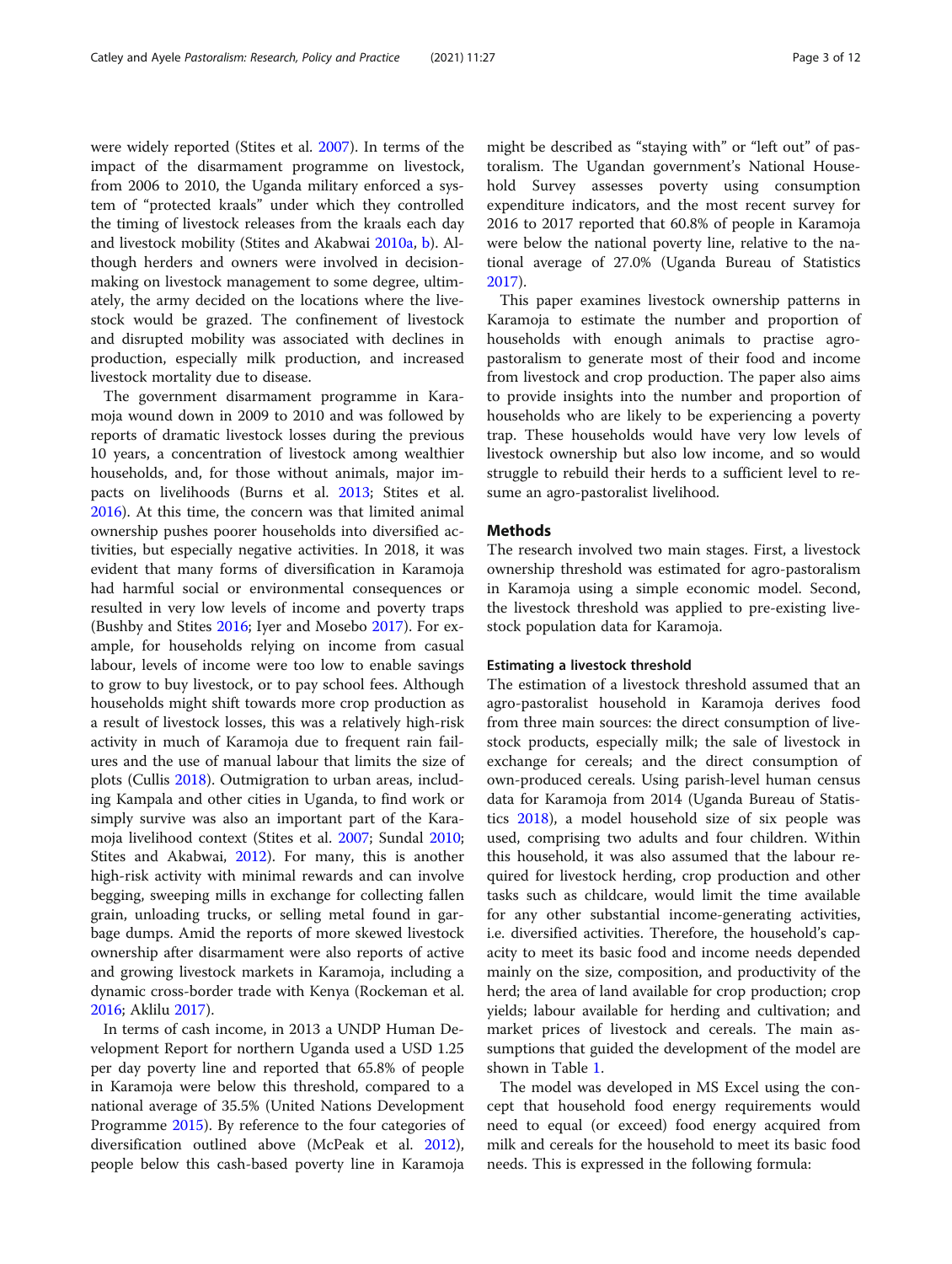were widely reported (Stites et al. 2007). In terms of the impact of the disarmament programme on livestock, from 2006 to 2010, the Uganda military enforced a system of "protected kraals" under which they controlled the timing of livestock releases from the kraals each day and livestock mobility (Stites and Akabwai 2010a, b). Although herders and owners were involved in decision-making on livestock management to some degree, ultimately, the army decided on the locations where the livestock would be grazed. The confinement of livestock and disrupted mobility was associated with declines in production, especially milk production, and increased livestock mortality due to disease.

The government disarmament programme in Karamoja wound down in 2009 to 2010 and was followed by reports of dramatic livestock losses during the previous 10 years, a concentration of livestock among wealthier households, and, for those without animals, major impacts on livelihoods (Burns et al. 2013; Stites et al. 2016). At this time, the concern was that limited animal ownership pushes poorer households into diversified activities, but especially negative activities. In 2018, it was evident that many forms of diversification in Karamoja had harmful social or environmental consequences or resulted in very low levels of income and poverty traps (Bushby and Stites 2016; Iyer and Mosebo 2017). For example, for households relying on income from casual labour, levels of income were too low to enable savings to grow to buy livestock, or to pay school fees. Although households might shift towards more crop production as a result of livestock losses, this was a relatively high-risk activity in much of Karamoja due to frequent rain failures and the use of manual labour that limits the size of plots (Cullis 2018). Outmigration to urban areas, including Kampala and other cities in Uganda, to find work or simply survive was also an important part of the Karamoja livelihood context (Stites et al. 2007; Sundal 2010; Stites and Akabwai, 2012). For many, this is another high-risk activity with minimal rewards and can involve begging, sweeping mills in exchange for collecting fallen grain, unloading trucks, or selling metal found in garbage dumps. Amid the reports of more skewed livestock ownership after disarmament were also reports of active and growing livestock markets in Karamoja, including a dynamic cross-border trade with Kenya (Rockeman et al. 2016; Aklilu 2017).

In terms of cash income, in 2013 a UNDP Human Development Report for northern Uganda used a USD 1.25 per day poverty line and reported that 65.8% of people in Karamoja were below this threshold, compared to a national average of 35.5% (United Nations Development Programme 2015). By reference to the four categories of diversification outlined above (McPeak et al. 2012), people below this cash-based poverty line in Karamoja might be described as "staying with" or "left out" of pastoralism. The Ugandan government's National Household Survey assesses poverty using consumption expenditure indicators, and the most recent survey for 2016 to 2017 reported that 60.8% of people in Karamoja were below the national poverty line, relative to the national average of 27.0% (Uganda Bureau of Statistics 2017).

This paper examines livestock ownership patterns in Karamoja to estimate the number and proportion of households with enough animals to practise agro-pastoralism to generate most of their food and income from livestock and crop production. The paper also aims to provide insights into the number and proportion of households who are likely to be experiencing a poverty trap. These households would have very low levels of livestock ownership but also low income, and so would struggle to rebuild their herds to a sufficient level to resume an agro-pastoralist livelihood.

## Methods

The research involved two main stages. First, a livestock ownership threshold was estimated for agro-pastoralism in Karamoja using a simple economic model. Second, the livestock threshold was applied to pre-existing livestock population data for Karamoja.

### Estimating a livestock threshold

The estimation of a livestock threshold assumed that an agro-pastoralist household in Karamoja derives food from three main sources: the direct consumption of livestock products, especially milk; the sale of livestock in exchange for cereals; and the direct consumption of own-produced cereals. Using parish-level human census data for Karamoja from 2014 (Uganda Bureau of Statistics 2018), a model household size of six people was used, comprising two adults and four children. Within this household, it was also assumed that the labour required for livestock herding, crop production and other tasks such as childcare, would limit the time available for any other substantial income-generating activities, i.e. diversified activities. Therefore, the household's capacity to meet its basic food and income needs depended mainly on the size, composition, and productivity of the herd; the area of land available for crop production; crop yields; labour available for herding and cultivation; and market prices of livestock and cereals. The main assumptions that guided the development of the model are shown in Table 1.

The model was developed in MS Excel using the concept that household food energy requirements would need to equal (or exceed) food energy acquired from milk and cereals for the household to meet its basic food needs. This is expressed in the following formula: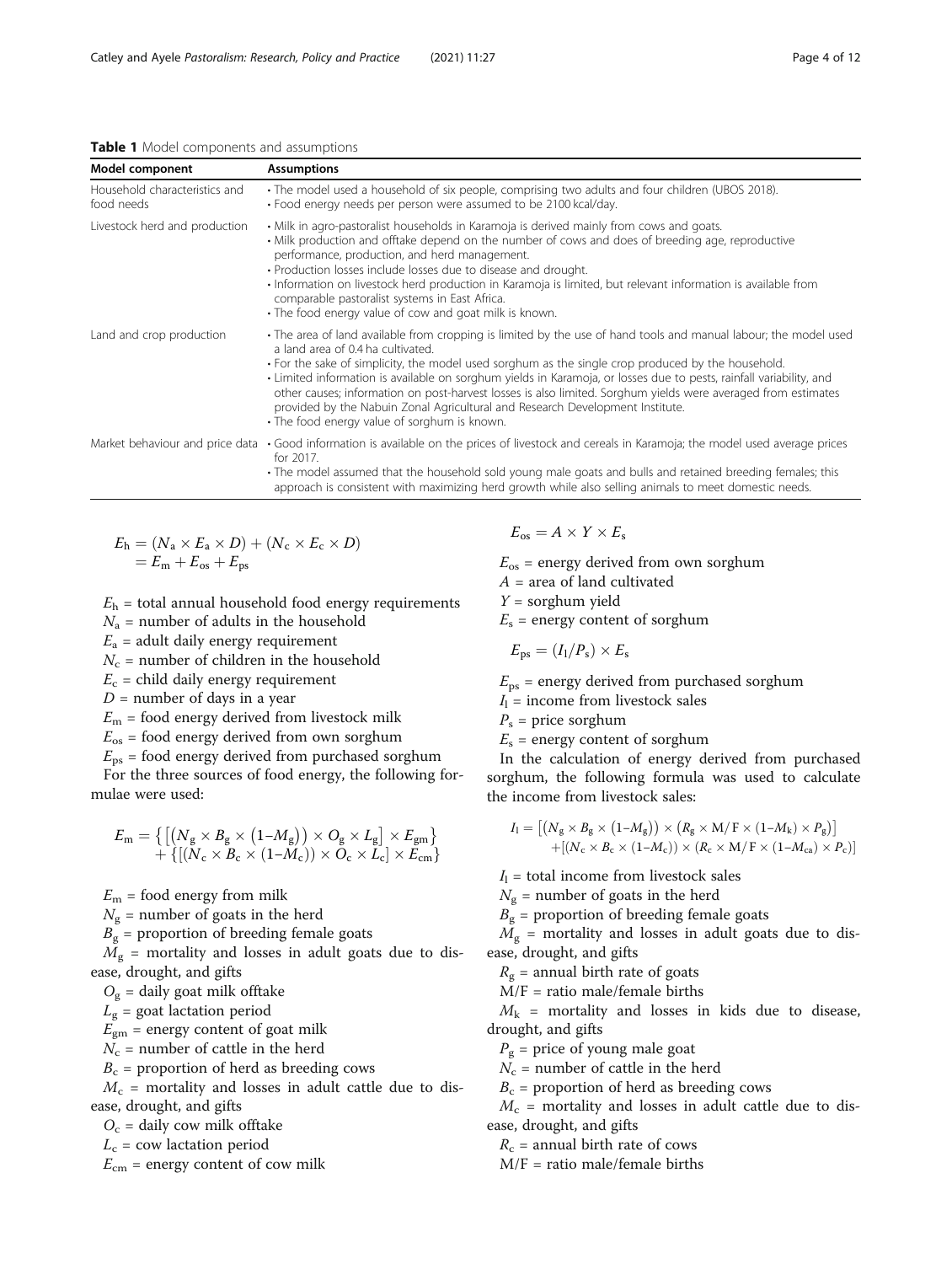**Table 1** Model components and assumptions

| Model component | Assumptions |
| --- | --- |
| Household characteristics and food needs | • The model used a household of six people, comprising two adults and four children (UBOS 2018).<br>• Food energy needs per person were assumed to be 2100 kcal/day. |
| Livestock herd and production | • Milk in agro-pastoralist households in Karamoja is derived mainly from cows and goats.<br>• Milk production and offtake depend on the number of cows and does of breeding age, reproductive performance, production, and herd management.<br>• Production losses include losses due to disease and drought.<br>• Information on livestock herd production in Karamoja is limited, but relevant information is available from comparable pastoralist systems in East Africa.<br>• The food energy value of cow and goat milk is known. |
| Land and crop production | • The area of land available from cropping is limited by the use of hand tools and manual labour; the model used a land area of 0.4 ha cultivated.<br>• For the sake of simplicity, the model used sorghum as the single crop produced by the household.<br>• Limited information is available on sorghum yields in Karamoja, or losses due to pests, rainfall variability, and other causes; information on post-harvest losses is also limited. Sorghum yields were averaged from estimates provided by the Nabuin Zonal Agricultural and Research Development Institute.<br>• The food energy value of sorghum is known. |
| Market behaviour and price data | • Good information is available on the prices of livestock and cereals in Karamoja; the model used average prices for 2017.<br>• The model assumed that the household sold young male goats and bulls and retained breeding females; this approach is consistent with maximizing herd growth while also selling animals to meet domestic needs. |

$$E_h = (N_a \times E_a \times D) + (N_c \times E_c \times D) = E_m + E_{os} + E_{ps}$$

$E_h$ = total annual household food energy requirements
$N_a$ = number of adults in the household
$E_a$ = adult daily energy requirement
$N_c$ = number of children in the household
$E_c$ = child daily energy requirement
$D$ = number of days in a year
$E_m$ = food energy derived from livestock milk
$E_{os}$ = food energy derived from own sorghum
$E_{ps}$ = food energy derived from purchased sorghum

For the three sources of food energy, the following formulae were used:

$$E_m = \left\{ \left[ \left( N_g \times B_g \times (1 - M_g) \right) \times O_g \times L_g \right] \times E_{gm} \right\} + \left\{ \left[ \left( N_c \times B_c \times (1 - M_c) \right) \times O_c \times L_c \right] \times E_{cm} \right\}$$

$E_m$ = food energy from milk
$N_g$ = number of goats in the herd
$B_g$ = proportion of breeding female goats
$M_g$ = mortality and losses in adult goats due to disease, drought, and gifts
$O_g$ = daily goat milk offtake
$L_g$ = goat lactation period
$E_{gm}$ = energy content of goat milk
$N_c$ = number of cattle in the herd
$B_c$ = proportion of herd as breeding cows
$M_c$ = mortality and losses in adult cattle due to disease, drought, and gifts
$O_c$ = daily cow milk offtake
$L_c$ = cow lactation period
$E_{cm}$ = energy content of cow milk

$$E_{os} = A \times Y \times E_s$$

$E_{os}$ = energy derived from own sorghum
$A$ = area of land cultivated
$Y$ = sorghum yield
$E_s$ = energy content of sorghum

$$E_{ps} = (I_l / P_s) \times E_s$$

$E_{ps}$ = energy derived from purchased sorghum
$I_l$ = income from livestock sales
$P_s$ = price sorghum
$E_s$ = energy content of sorghum

In the calculation of energy derived from purchased sorghum, the following formula was used to calculate the income from livestock sales:

$$I_l = \left[ \left( N_g \times B_g \times (1 - M_g) \right) \times \left( R_g \times \mathrm{M/F} \times (1 - M_k) \times P_g \right) \right] + \left[ \left( N_c \times B_c \times (1 - M_c) \right) \times \left( R_c \times \mathrm{M/F} \times (1 - M_{ca}) \times P_c \right) \right]$$

$I_l$ = total income from livestock sales
$N_g$ = number of goats in the herd
$B_g$ = proportion of breeding female goats
$M_g$ = mortality and losses in adult goats due to disease, drought, and gifts
$R_g$ = annual birth rate of goats
M/F = ratio male/female births
$M_k$ = mortality and losses in kids due to disease, drought, and gifts
$P_g$ = price of young male goat
$N_c$ = number of cattle in the herd
$B_c$ = proportion of herd as breeding cows
$M_c$ = mortality and losses in adult cattle due to disease, drought, and gifts
$R_c$ = annual birth rate of cows
M/F = ratio male/female births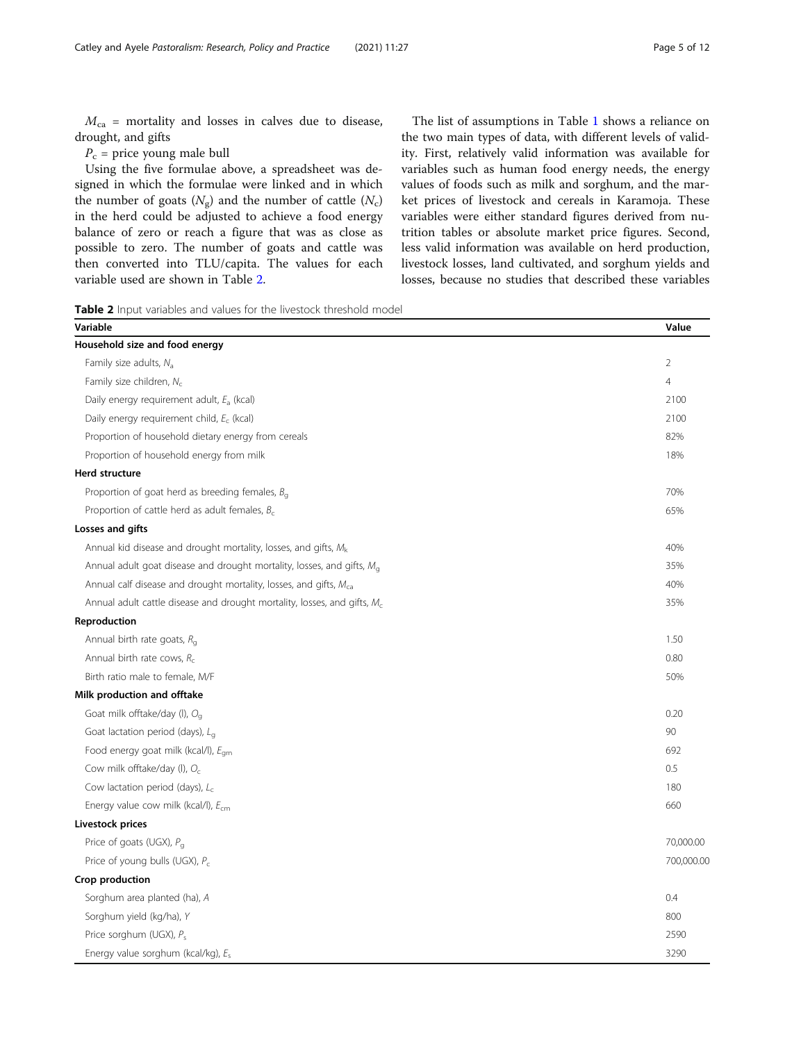$M_{ca}$ = mortality and losses in calves due to disease, drought, and gifts

$P_c$ = price young male bull

Using the five formulae above, a spreadsheet was designed in which the formulae were linked and in which the number of goats ($N_g$) and the number of cattle ($N_c$) in the herd could be adjusted to achieve a food energy balance of zero or reach a figure that was as close as possible to zero. The number of goats and cattle was then converted into TLU/capita. The values for each variable used are shown in Table 2.

The list of assumptions in Table 1 shows a reliance on the two main types of data, with different levels of validity. First, relatively valid information was available for variables such as human food energy needs, the energy values of foods such as milk and sorghum, and the market prices of livestock and cereals in Karamoja. These variables were either standard figures derived from nutrition tables or absolute market price figures. Second, less valid information was available on herd production, livestock losses, land cultivated, and sorghum yields and losses, because no studies that described these variables

**Table 2** Input variables and values for the livestock threshold model

| Variable | Value |
| --- | --- |
| **Household size and food energy** | |
| Family size adults, $N_a$ | 2 |
| Family size children, $N_c$ | 4 |
| Daily energy requirement adult, $E_a$ (kcal) | 2100 |
| Daily energy requirement child, $E_c$ (kcal) | 2100 |
| Proportion of household dietary energy from cereals | 82% |
| Proportion of household energy from milk | 18% |
| **Herd structure** | |
| Proportion of goat herd as breeding females, $B_g$ | 70% |
| Proportion of cattle herd as adult females, $B_c$ | 65% |
| **Losses and gifts** | |
| Annual kid disease and drought mortality, losses, and gifts, $M_k$ | 40% |
| Annual adult goat disease and drought mortality, losses, and gifts, $M_g$ | 35% |
| Annual calf disease and drought mortality, losses, and gifts, $M_{ca}$ | 40% |
| Annual adult cattle disease and drought mortality, losses, and gifts, $M_c$ | 35% |
| **Reproduction** | |
| Annual birth rate goats, $R_g$ | 1.50 |
| Annual birth rate cows, $R_c$ | 0.80 |
| Birth ratio male to female, M/F | 50% |
| **Milk production and offtake** | |
| Goat milk offtake/day (l), $O_g$ | 0.20 |
| Goat lactation period (days), $L_g$ | 90 |
| Food energy goat milk (kcal/l), $E_{gm}$ | 692 |
| Cow milk offtake/day (l), $O_c$ | 0.5 |
| Cow lactation period (days), $L_c$ | 180 |
| Energy value cow milk (kcal/l), $E_{cm}$ | 660 |
| **Livestock prices** | |
| Price of goats (UGX), $P_g$ | 70,000.00 |
| Price of young bulls (UGX), $P_c$ | 700,000.00 |
| **Crop production** | |
| Sorghum area planted (ha), $A$ | 0.4 |
| Sorghum yield (kg/ha), $Y$ | 800 |
| Price sorghum (UGX), $P_s$ | 2590 |
| Energy value sorghum (kcal/kg), $E_s$ | 3290 |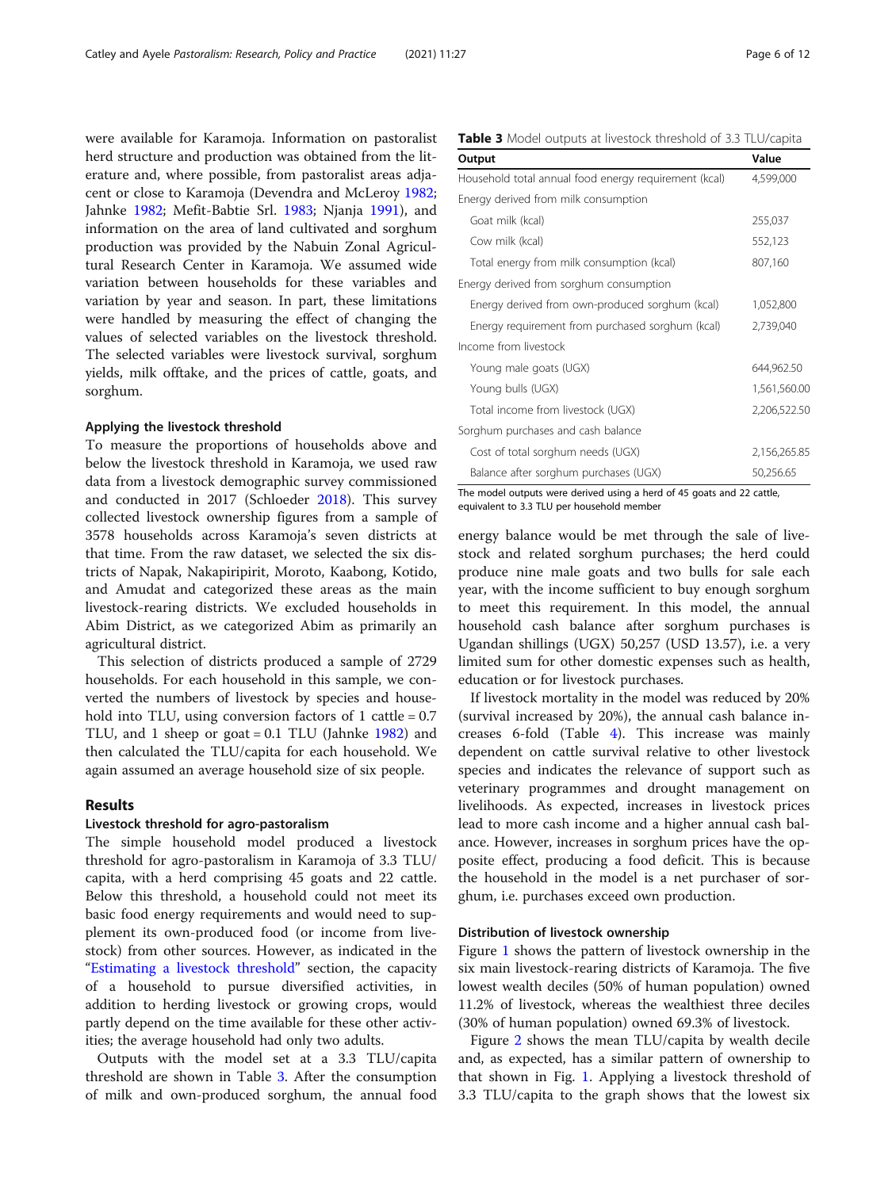were available for Karamoja. Information on pastoralist herd structure and production was obtained from the literature and, where possible, from pastoralist areas adjacent or close to Karamoja (Devendra and McLeroy 1982; Jahnke 1982; Mefit-Babtie Srl. 1983; Njanja 1991), and information on the area of land cultivated and sorghum production was provided by the Nabuin Zonal Agricultural Research Center in Karamoja. We assumed wide variation between households for these variables and variation by year and season. In part, these limitations were handled by measuring the effect of changing the values of selected variables on the livestock threshold. The selected variables were livestock survival, sorghum yields, milk offtake, and the prices of cattle, goats, and sorghum.

### Applying the livestock threshold

To measure the proportions of households above and below the livestock threshold in Karamoja, we used raw data from a livestock demographic survey commissioned and conducted in 2017 (Schloeder 2018). This survey collected livestock ownership figures from a sample of 3578 households across Karamoja's seven districts at that time. From the raw dataset, we selected the six districts of Napak, Nakapiripirit, Moroto, Kaabong, Kotido, and Amudat and categorized these areas as the main livestock-rearing districts. We excluded households in Abim District, as we categorized Abim as primarily an agricultural district.

This selection of districts produced a sample of 2729 households. For each household in this sample, we converted the numbers of livestock by species and household into TLU, using conversion factors of 1 cattle = 0.7 TLU, and 1 sheep or goat = 0.1 TLU (Jahnke 1982) and then calculated the TLU/capita for each household. We again assumed an average household size of six people.

## Results

### Livestock threshold for agro-pastoralism

The simple household model produced a livestock threshold for agro-pastoralism in Karamoja of 3.3 TLU/capita, with a herd comprising 45 goats and 22 cattle. Below this threshold, a household could not meet its basic food energy requirements and would need to supplement its own-produced food (or income from livestock) from other sources. However, as indicated in the "Estimating a livestock threshold" section, the capacity of a household to pursue diversified activities, in addition to herding livestock or growing crops, would partly depend on the time available for these other activities; the average household had only two adults.

Outputs with the model set at a 3.3 TLU/capita threshold are shown in Table 3. After the consumption of milk and own-produced sorghum, the annual food energy balance would be met through the sale of livestock and related sorghum purchases; the herd could produce nine male goats and two bulls for sale each year, with the income sufficient to buy enough sorghum to meet this requirement. In this model, the annual household cash balance after sorghum purchases is Ugandan shillings (UGX) 50,257 (USD 13.57), i.e. a very limited sum for other domestic expenses such as health, education or for livestock purchases.

**Table 3** Model outputs at livestock threshold of 3.3 TLU/capita

| Output | Value |
|---|---|
| Household total annual food energy requirement (kcal) | 4,599,000 |
| Energy derived from milk consumption | |
| Goat milk (kcal) | 255,037 |
| Cow milk (kcal) | 552,123 |
| Total energy from milk consumption (kcal) | 807,160 |
| Energy derived from sorghum consumption | |
| Energy derived from own-produced sorghum (kcal) | 1,052,800 |
| Energy requirement from purchased sorghum (kcal) | 2,739,040 |
| Income from livestock | |
| Young male goats (UGX) | 644,962.50 |
| Young bulls (UGX) | 1,561,560.00 |
| Total income from livestock (UGX) | 2,206,522.50 |
| Sorghum purchases and cash balance | |
| Cost of total sorghum needs (UGX) | 2,156,265.85 |
| Balance after sorghum purchases (UGX) | 50,256.65 |

The model outputs were derived using a herd of 45 goats and 22 cattle, equivalent to 3.3 TLU per household member

If livestock mortality in the model was reduced by 20% (survival increased by 20%), the annual cash balance increases 6-fold (Table 4). This increase was mainly dependent on cattle survival relative to other livestock species and indicates the relevance of support such as veterinary programmes and drought management on livelihoods. As expected, increases in livestock prices lead to more cash income and a higher annual cash balance. However, increases in sorghum prices have the opposite effect, producing a food deficit. This is because the household in the model is a net purchaser of sorghum, i.e. purchases exceed own production.

### Distribution of livestock ownership

Figure 1 shows the pattern of livestock ownership in the six main livestock-rearing districts of Karamoja. The five lowest wealth deciles (50% of human population) owned 11.2% of livestock, whereas the wealthiest three deciles (30% of human population) owned 69.3% of livestock.

Figure 2 shows the mean TLU/capita by wealth decile and, as expected, has a similar pattern of ownership to that shown in Fig. 1. Applying a livestock threshold of 3.3 TLU/capita to the graph shows that the lowest six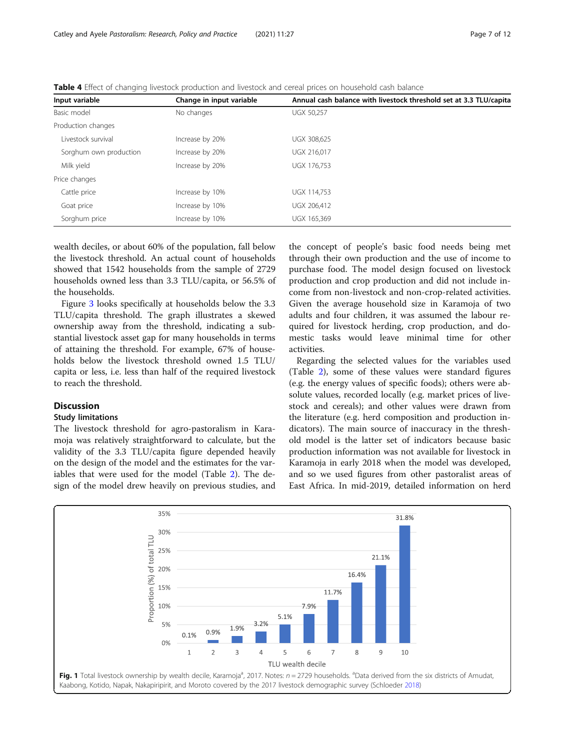**Table 4** Effect of changing livestock production and livestock and cereal prices on household cash balance

| Input variable | Change in input variable | Annual cash balance with livestock threshold set at 3.3 TLU/capita |
|---|---|---|
| Basic model | No changes | UGX 50,257 |
| Production changes | | |
| Livestock survival | Increase by 20% | UGX 308,625 |
| Sorghum own production | Increase by 20% | UGX 216,017 |
| Milk yield | Increase by 20% | UGX 176,753 |
| Price changes | | |
| Cattle price | Increase by 10% | UGX 114,753 |
| Goat price | Increase by 10% | UGX 206,412 |
| Sorghum price | Increase by 10% | UGX 165,369 |

wealth deciles, or about 60% of the population, fall below the livestock threshold. An actual count of households showed that 1542 households from the sample of 2729 households owned less than 3.3 TLU/capita, or 56.5% of the households.

Figure 3 looks specifically at households below the 3.3 TLU/capita threshold. The graph illustrates a skewed ownership away from the threshold, indicating a substantial livestock asset gap for many households in terms of attaining the threshold. For example, 67% of households below the livestock threshold owned 1.5 TLU/capita or less, i.e. less than half of the required livestock to reach the threshold.

## Discussion

### Study limitations

The livestock threshold for agro-pastoralism in Karamoja was relatively straightforward to calculate, but the validity of the 3.3 TLU/capita figure depended heavily on the design of the model and the estimates for the variables that were used for the model (Table 2). The design of the model drew heavily on previous studies, and the concept of people's basic food needs being met through their own production and the use of income to purchase food. The model design focused on livestock production and crop production and did not include income from non-livestock and non-crop-related activities. Given the average household size in Karamoja of two adults and four children, it was assumed the labour required for livestock herding, crop production, and domestic tasks would leave minimal time for other activities.

Regarding the selected values for the variables used (Table 2), some of these values were standard figures (e.g. the energy values of specific foods); others were absolute values, recorded locally (e.g. market prices of livestock and cereals); and other values were drawn from the literature (e.g. herd composition and production indicators). The main source of inaccuracy in the threshold model is the latter set of indicators because basic production information was not available for livestock in Karamoja in early 2018 when the model was developed, and so we used figures from other pastoralist areas of East Africa. In mid-2019, detailed information on herd

**Fig. 1** Total livestock ownership by wealth decile, Karamoja[a], 2017. Notes: $n = 2729$ households. [a]Data derived from the six districts of Amudat, Kaabong, Kotido, Napak, Nakapiripirit, and Moroto covered by the 2017 livestock demographic survey (Schloeder 2018)

| TLU wealth decile | 1 | 2 | 3 | 4 | 5 | 6 | 7 | 8 | 9 | 10 |
|---|---|---|---|---|---|---|---|---|---|---|
| Proportion (%) of total TLU | 0.1% | 0.9% | 1.9% | 3.2% | 5.1% | 7.9% | 11.7% | 16.4% | 21.1% | 31.8% |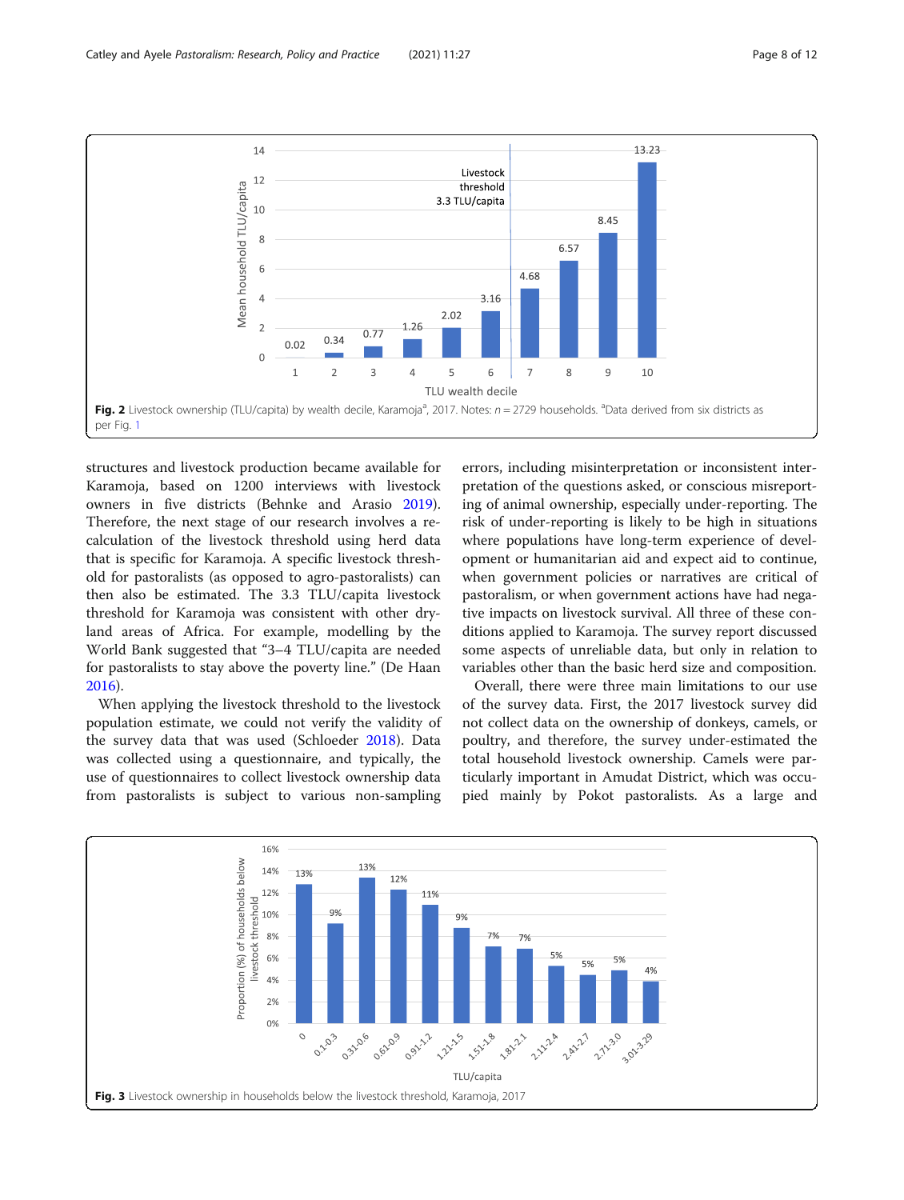Fig. 2 Livestock ownership (TLU/capita) by wealth decile, Karamoja[a], 2017. Notes: n = 2729 households. [a]Data derived from six districts as per Fig. 1

structures and livestock production became available for Karamoja, based on 1200 interviews with livestock owners in five districts (Behnke and Arasio 2019). Therefore, the next stage of our research involves a re-calculation of the livestock threshold using herd data that is specific for Karamoja. A specific livestock threshold for pastoralists (as opposed to agro-pastoralists) can then also be estimated. The 3.3 TLU/capita livestock threshold for Karamoja was consistent with other dryland areas of Africa. For example, modelling by the World Bank suggested that "3–4 TLU/capita are needed for pastoralists to stay above the poverty line." (De Haan 2016).

When applying the livestock threshold to the livestock population estimate, we could not verify the validity of the survey data that was used (Schloeder 2018). Data was collected using a questionnaire, and typically, the use of questionnaires to collect livestock ownership data from pastoralists is subject to various non-sampling errors, including misinterpretation or inconsistent interpretation of the questions asked, or conscious misreporting of animal ownership, especially under-reporting. The risk of under-reporting is likely to be high in situations where populations have long-term experience of development or humanitarian aid and expect aid to continue, when government policies or narratives are critical of pastoralism, or when government actions have had negative impacts on livestock survival. All three of these conditions applied to Karamoja. The survey report discussed some aspects of unreliable data, but only in relation to variables other than the basic herd size and composition.

Overall, there were three main limitations to our use of the survey data. First, the 2017 livestock survey did not collect data on the ownership of donkeys, camels, or poultry, and therefore, the survey under-estimated the total household livestock ownership. Camels were particularly important in Amudat District, which was occupied mainly by Pokot pastoralists. As a large and

Fig. 3 Livestock ownership in households below the livestock threshold, Karamoja, 2017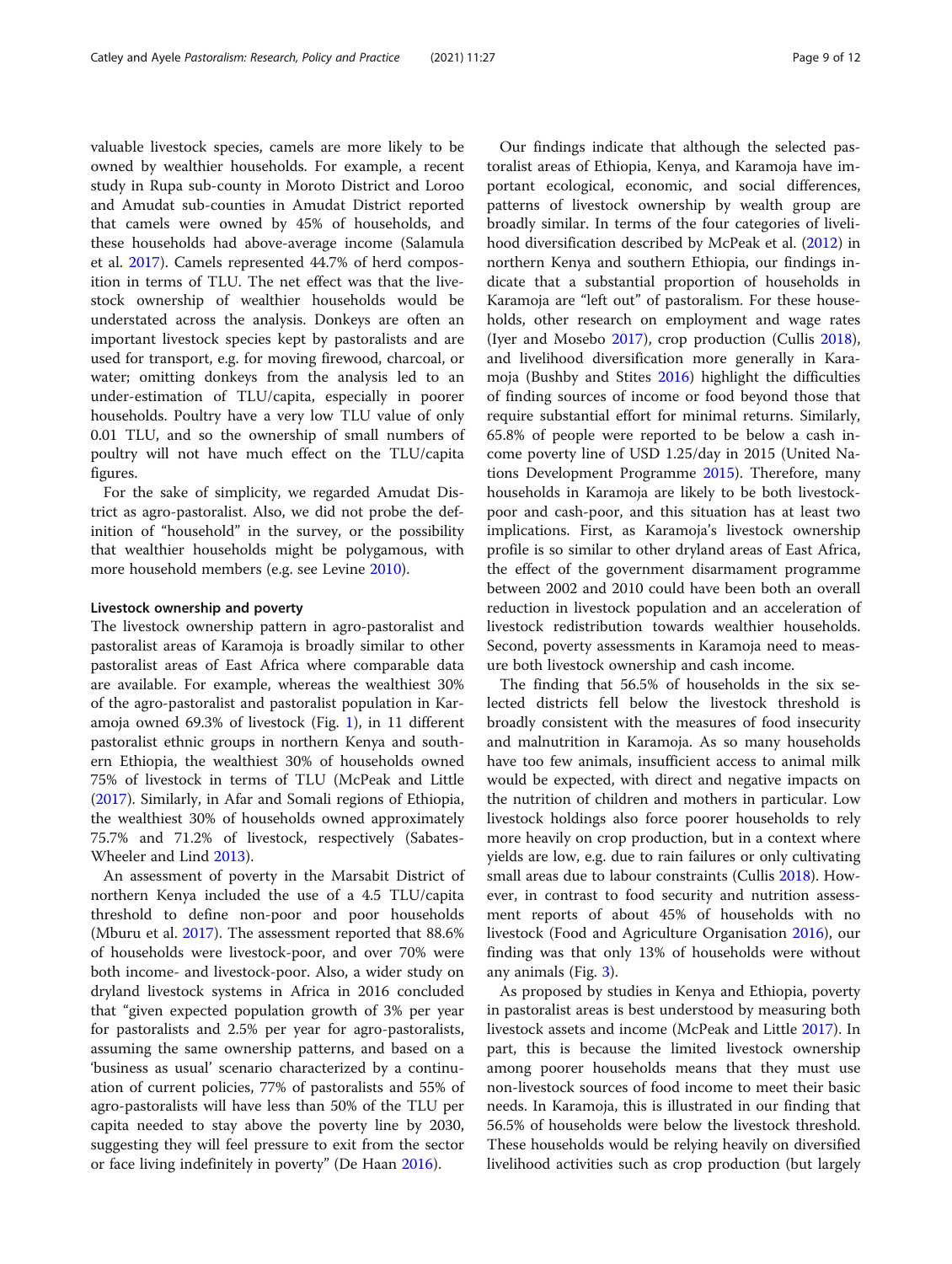valuable livestock species, camels are more likely to be owned by wealthier households. For example, a recent study in Rupa sub-county in Moroto District and Loroo and Amudat sub-counties in Amudat District reported that camels were owned by 45% of households, and these households had above-average income (Salamula et al. 2017). Camels represented 44.7% of herd composition in terms of TLU. The net effect was that the livestock ownership of wealthier households would be understated across the analysis. Donkeys are often an important livestock species kept by pastoralists and are used for transport, e.g. for moving firewood, charcoal, or water; omitting donkeys from the analysis led to an under-estimation of TLU/capita, especially in poorer households. Poultry have a very low TLU value of only 0.01 TLU, and so the ownership of small numbers of poultry will not have much effect on the TLU/capita figures.

For the sake of simplicity, we regarded Amudat District as agro-pastoralist. Also, we did not probe the definition of "household" in the survey, or the possibility that wealthier households might be polygamous, with more household members (e.g. see Levine 2010).

#### Livestock ownership and poverty

The livestock ownership pattern in agro-pastoralist and pastoralist areas of Karamoja is broadly similar to other pastoralist areas of East Africa where comparable data are available. For example, whereas the wealthiest 30% of the agro-pastoralist and pastoralist population in Karamoja owned 69.3% of livestock (Fig. 1), in 11 different pastoralist ethnic groups in northern Kenya and southern Ethiopia, the wealthiest 30% of households owned 75% of livestock in terms of TLU (McPeak and Little (2017). Similarly, in Afar and Somali regions of Ethiopia, the wealthiest 30% of households owned approximately 75.7% and 71.2% of livestock, respectively (Sabates-Wheeler and Lind 2013).

An assessment of poverty in the Marsabit District of northern Kenya included the use of a 4.5 TLU/capita threshold to define non-poor and poor households (Mburu et al. 2017). The assessment reported that 88.6% of households were livestock-poor, and over 70% were both income- and livestock-poor. Also, a wider study on dryland livestock systems in Africa in 2016 concluded that "given expected population growth of 3% per year for pastoralists and 2.5% per year for agro-pastoralists, assuming the same ownership patterns, and based on a 'business as usual' scenario characterized by a continuation of current policies, 77% of pastoralists and 55% of agro-pastoralists will have less than 50% of the TLU per capita needed to stay above the poverty line by 2030, suggesting they will feel pressure to exit from the sector or face living indefinitely in poverty" (De Haan 2016).

Our findings indicate that although the selected pastoralist areas of Ethiopia, Kenya, and Karamoja have important ecological, economic, and social differences, patterns of livestock ownership by wealth group are broadly similar. In terms of the four categories of livelihood diversification described by McPeak et al. (2012) in northern Kenya and southern Ethiopia, our findings indicate that a substantial proportion of households in Karamoja are "left out" of pastoralism. For these households, other research on employment and wage rates (Iyer and Mosebo 2017), crop production (Cullis 2018), and livelihood diversification more generally in Karamoja (Bushby and Stites 2016) highlight the difficulties of finding sources of income or food beyond those that require substantial effort for minimal returns. Similarly, 65.8% of people were reported to be below a cash income poverty line of USD 1.25/day in 2015 (United Nations Development Programme 2015). Therefore, many households in Karamoja are likely to be both livestock-poor and cash-poor, and this situation has at least two implications. First, as Karamoja's livestock ownership profile is so similar to other dryland areas of East Africa, the effect of the government disarmament programme between 2002 and 2010 could have been both an overall reduction in livestock population and an acceleration of livestock redistribution towards wealthier households. Second, poverty assessments in Karamoja need to measure both livestock ownership and cash income.

The finding that 56.5% of households in the six selected districts fell below the livestock threshold is broadly consistent with the measures of food insecurity and malnutrition in Karamoja. As so many households have too few animals, insufficient access to animal milk would be expected, with direct and negative impacts on the nutrition of children and mothers in particular. Low livestock holdings also force poorer households to rely more heavily on crop production, but in a context where yields are low, e.g. due to rain failures or only cultivating small areas due to labour constraints (Cullis 2018). However, in contrast to food security and nutrition assessment reports of about 45% of households with no livestock (Food and Agriculture Organisation 2016), our finding was that only 13% of households were without any animals (Fig. 3).

As proposed by studies in Kenya and Ethiopia, poverty in pastoralist areas is best understood by measuring both livestock assets and income (McPeak and Little 2017). In part, this is because the limited livestock ownership among poorer households means that they must use non-livestock sources of food income to meet their basic needs. In Karamoja, this is illustrated in our finding that 56.5% of households were below the livestock threshold. These households would be relying heavily on diversified livelihood activities such as crop production (but largely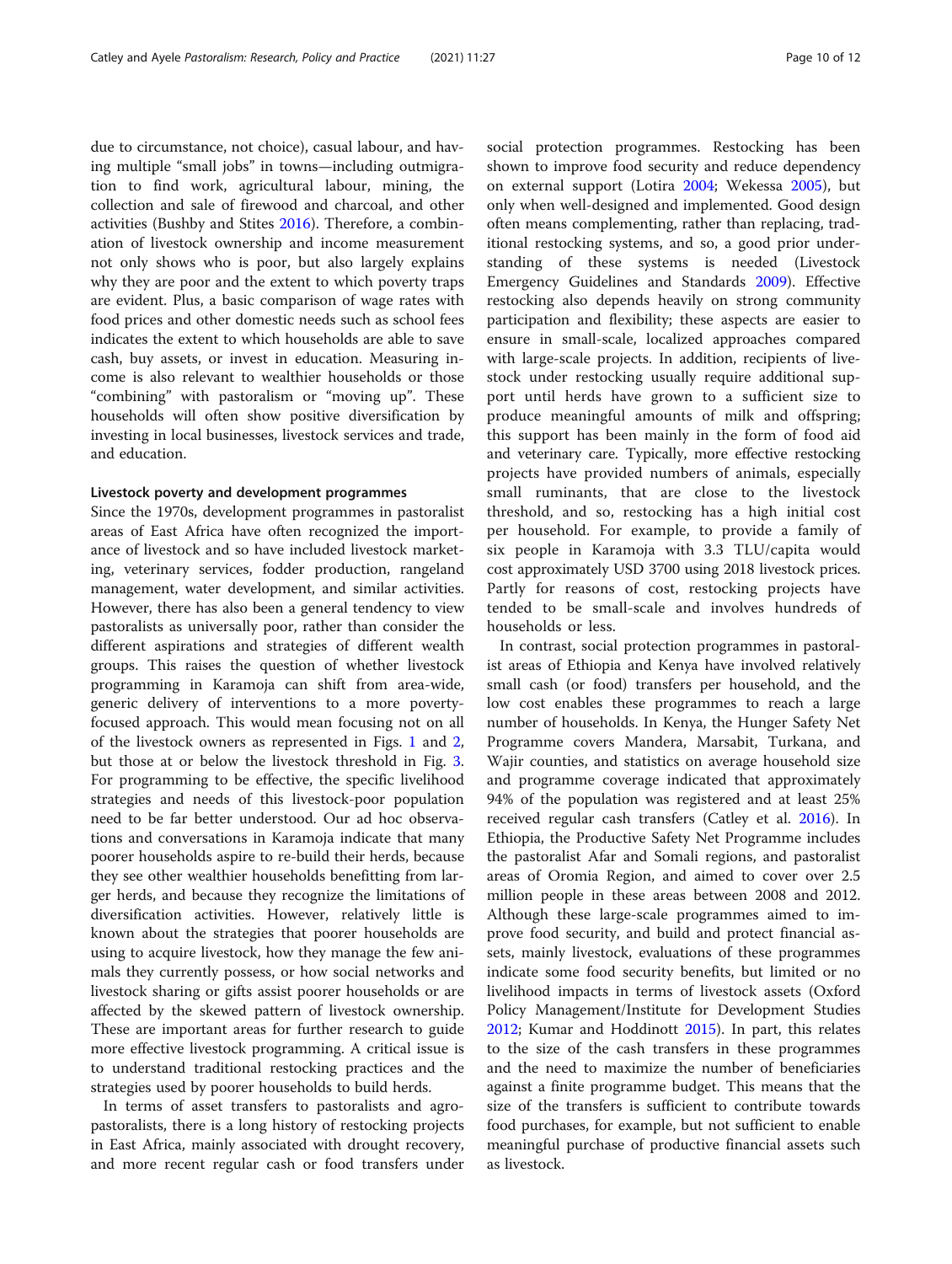due to circumstance, not choice), casual labour, and having multiple "small jobs" in towns—including outmigration to find work, agricultural labour, mining, the collection and sale of firewood and charcoal, and other activities (Bushby and Stites 2016). Therefore, a combination of livestock ownership and income measurement not only shows who is poor, but also largely explains why they are poor and the extent to which poverty traps are evident. Plus, a basic comparison of wage rates with food prices and other domestic needs such as school fees indicates the extent to which households are able to save cash, buy assets, or invest in education. Measuring income is also relevant to wealthier households or those "combining" with pastoralism or "moving up". These households will often show positive diversification by investing in local businesses, livestock services and trade, and education.

### Livestock poverty and development programmes

Since the 1970s, development programmes in pastoralist areas of East Africa have often recognized the importance of livestock and so have included livestock marketing, veterinary services, fodder production, rangeland management, water development, and similar activities. However, there has also been a general tendency to view pastoralists as universally poor, rather than consider the different aspirations and strategies of different wealth groups. This raises the question of whether livestock programming in Karamoja can shift from area-wide, generic delivery of interventions to a more poverty-focused approach. This would mean focusing not on all of the livestock owners as represented in Figs. 1 and 2, but those at or below the livestock threshold in Fig. 3. For programming to be effective, the specific livelihood strategies and needs of this livestock-poor population need to be far better understood. Our ad hoc observations and conversations in Karamoja indicate that many poorer households aspire to re-build their herds, because they see other wealthier households benefitting from larger herds, and because they recognize the limitations of diversification activities. However, relatively little is known about the strategies that poorer households are using to acquire livestock, how they manage the few animals they currently possess, or how social networks and livestock sharing or gifts assist poorer households or are affected by the skewed pattern of livestock ownership. These are important areas for further research to guide more effective livestock programming. A critical issue is to understand traditional restocking practices and the strategies used by poorer households to build herds.

In terms of asset transfers to pastoralists and agro-pastoralists, there is a long history of restocking projects in East Africa, mainly associated with drought recovery, and more recent regular cash or food transfers under social protection programmes. Restocking has been shown to improve food security and reduce dependency on external support (Lotira 2004; Wekessa 2005), but only when well-designed and implemented. Good design often means complementing, rather than replacing, traditional restocking systems, and so, a good prior understanding of these systems is needed (Livestock Emergency Guidelines and Standards 2009). Effective restocking also depends heavily on strong community participation and flexibility; these aspects are easier to ensure in small-scale, localized approaches compared with large-scale projects. In addition, recipients of livestock under restocking usually require additional support until herds have grown to a sufficient size to produce meaningful amounts of milk and offspring; this support has been mainly in the form of food aid and veterinary care. Typically, more effective restocking projects have provided numbers of animals, especially small ruminants, that are close to the livestock threshold, and so, restocking has a high initial cost per household. For example, to provide a family of six people in Karamoja with 3.3 TLU/capita would cost approximately USD 3700 using 2018 livestock prices. Partly for reasons of cost, restocking projects have tended to be small-scale and involves hundreds of households or less.

In contrast, social protection programmes in pastoralist areas of Ethiopia and Kenya have involved relatively small cash (or food) transfers per household, and the low cost enables these programmes to reach a large number of households. In Kenya, the Hunger Safety Net Programme covers Mandera, Marsabit, Turkana, and Wajir counties, and statistics on average household size and programme coverage indicated that approximately 94% of the population was registered and at least 25% received regular cash transfers (Catley et al. 2016). In Ethiopia, the Productive Safety Net Programme includes the pastoralist Afar and Somali regions, and pastoralist areas of Oromia Region, and aimed to cover over 2.5 million people in these areas between 2008 and 2012. Although these large-scale programmes aimed to improve food security, and build and protect financial assets, mainly livestock, evaluations of these programmes indicate some food security benefits, but limited or no livelihood impacts in terms of livestock assets (Oxford Policy Management/Institute for Development Studies 2012; Kumar and Hoddinott 2015). In part, this relates to the size of the cash transfers in these programmes and the need to maximize the number of beneficiaries against a finite programme budget. This means that the size of the transfers is sufficient to contribute towards food purchases, for example, but not sufficient to enable meaningful purchase of productive financial assets such as livestock.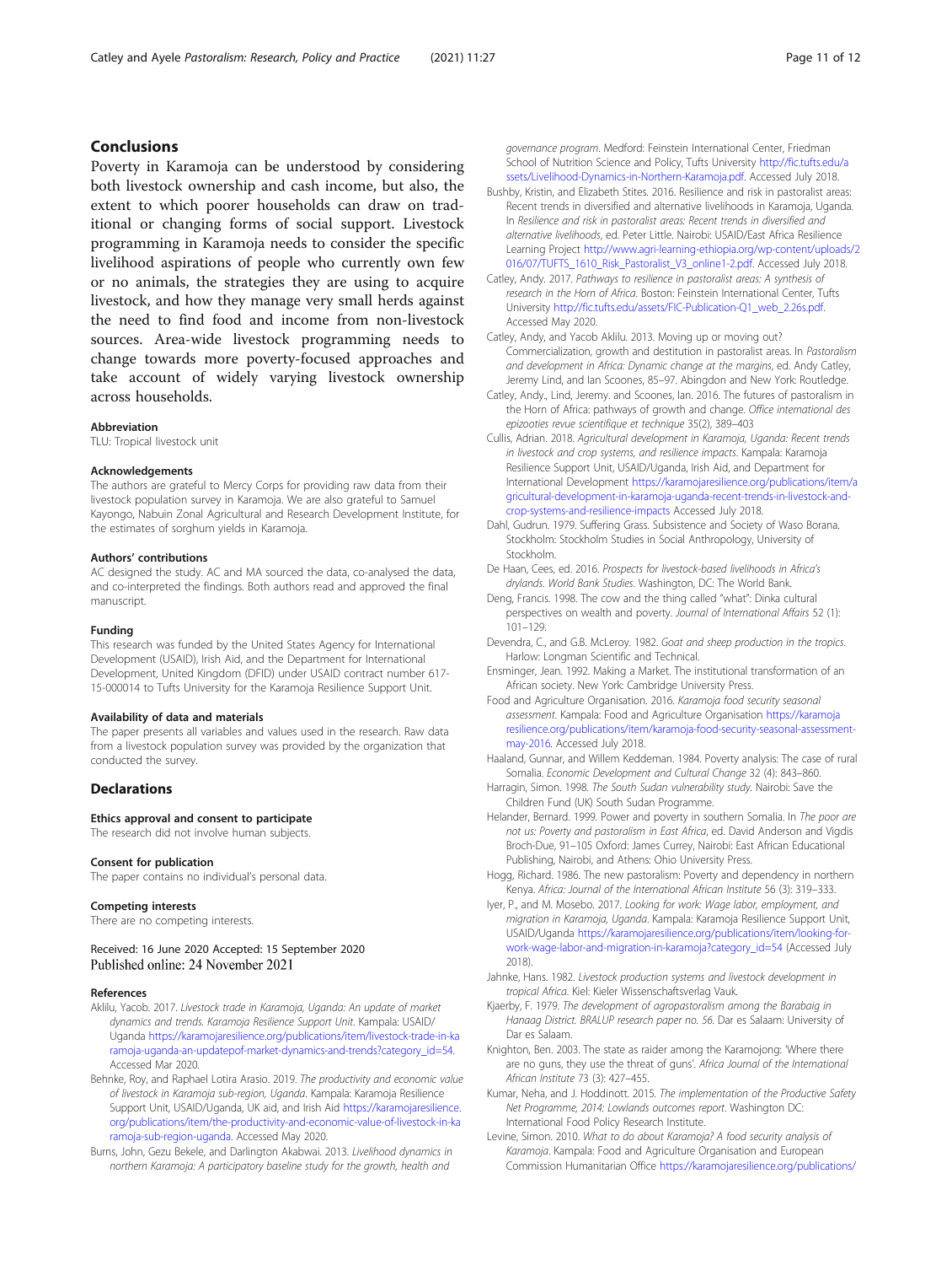## Conclusions

Poverty in Karamoja can be understood by considering both livestock ownership and cash income, but also, the extent to which poorer households can draw on traditional or changing forms of social support. Livestock programming in Karamoja needs to consider the specific livelihood aspirations of people who currently own few or no animals, the strategies they are using to acquire livestock, and how they manage very small herds against the need to find food and income from non-livestock sources. Area-wide livestock programming needs to change towards more poverty-focused approaches and take account of widely varying livestock ownership across households.

#### Abbreviation

TLU: Tropical livestock unit

#### Acknowledgements

The authors are grateful to Mercy Corps for providing raw data from their livestock population survey in Karamoja. We are also grateful to Samuel Kayongo, Nabuin Zonal Agricultural and Research Development Institute, for the estimates of sorghum yields in Karamoja.

#### Authors' contributions

AC designed the study. AC and MA sourced the data, co-analysed the data, and co-interpreted the findings. Both authors read and approved the final manuscript.

#### Funding

This research was funded by the United States Agency for International Development (USAID), Irish Aid, and the Department for International Development, United Kingdom (DFID) under USAID contract number 617-15-000014 to Tufts University for the Karamoja Resilience Support Unit.

#### Availability of data and materials

The paper presents all variables and values used in the research. Raw data from a livestock population survey was provided by the organization that conducted the survey.

## Declarations

#### Ethics approval and consent to participate

The research did not involve human subjects.

#### Consent for publication

The paper contains no individual's personal data.

#### Competing interests

There are no competing interests.

Received: 16 June 2020 Accepted: 15 September 2020
Published online: 24 November 2021

## References

Aklilu, Yacob. 2017. *Livestock trade in Karamoja, Uganda: An update of market dynamics and trends. Karamoja Resilience Support Unit*. Kampala: USAID/Uganda https://karamojaresilience.org/publications/item/livestock-trade-in-karamoja-uganda-an-updatepof-market-dynamics-and-trends?category_id=54. Accessed Mar 2020.

Behnke, Roy, and Raphael Lotira Arasio. 2019. *The productivity and economic value of livestock in Karamoja sub-region, Uganda*. Kampala: Karamoja Resilience Support Unit, USAID/Uganda, UK aid, and Irish Aid https://karamojaresilience.org/publications/item/the-productivity-and-economic-value-of-livestock-in-karamoja-sub-region-uganda. Accessed May 2020.

Burns, John, Gezu Bekele, and Darlington Akabwai. 2013. *Livelihood dynamics in northern Karamoja: A participatory baseline study for the growth, health and governance program*. Medford: Feinstein International Center, Friedman School of Nutrition Science and Policy, Tufts University http://fic.tufts.edu/assets/Livelihood-Dynamics-in-Northern-Karamoja.pdf. Accessed July 2018.

Bushby, Kristin, and Elizabeth Stites. 2016. Resilience and risk in pastoralist areas: Recent trends in diversified and alternative livelihoods in Karamoja, Uganda. In *Resilience and risk in pastoralist areas: Recent trends in diversified and alternative livelihoods*, ed. Peter Little. Nairobi: USAID/East Africa Resilience Learning Project http://www.agri-learning-ethiopia.org/wp-content/uploads/2016/07/TUFTS_1610_Risk_Pastoralist_V3_online1-2.pdf. Accessed July 2018.

Catley, Andy. 2017. *Pathways to resilience in pastoralist areas: A synthesis of research in the Horn of Africa*. Boston: Feinstein International Center, Tufts University http://fic.tufts.edu/assets/FIC-Publication-Q1_web_2.26s.pdf. Accessed May 2020.

Catley, Andy, and Yacob Aklilu. 2013. Moving up or moving out? Commercialization, growth and destitution in pastoralist areas. In *Pastoralism and development in Africa: Dynamic change at the margins*, ed. Andy Catley, Jeremy Lind, and Ian Scoones, 85–97. Abingdon and New York: Routledge.

Catley, Andy., Lind, Jeremy. and Scoones, Ian. 2016. The futures of pastoralism in the Horn of Africa: pathways of growth and change. *Office international des epizooties revue scientifique et technique* 35(2), 389–403

Cullis, Adrian. 2018. *Agricultural development in Karamoja, Uganda: Recent trends in livestock and crop systems, and resilience impacts*. Kampala: Karamoja Resilience Support Unit, USAID/Uganda, Irish Aid, and Department for International Development https://karamojaresilience.org/publications/item/agricultural-development-in-karamoja-uganda-recent-trends-in-livestock-and-crop-systems-and-resilience-impacts Accessed July 2018.

Dahl, Gudrun. 1979. Suffering Grass. Subsistence and Society of Waso Borana. Stockholm: Stockholm Studies in Social Anthropology, University of Stockholm.

De Haan, Cees, ed. 2016. *Prospects for livestock-based livelihoods in Africa's drylands. World Bank Studies*. Washington, DC: The World Bank.

Deng, Francis. 1998. The cow and the thing called "what": Dinka cultural perspectives on wealth and poverty. *Journal of International Affairs* 52 (1): 101–129.

Devendra, C., and G.B. McLeroy. 1982. *Goat and sheep production in the tropics*. Harlow: Longman Scientific and Technical.

Ensminger, Jean. 1992. Making a Market. The institutional transformation of an African society. New York: Cambridge University Press.

Food and Agriculture Organisation. 2016. *Karamoja food security seasonal assessment*. Kampala: Food and Agriculture Organisation https://karamojaresilience.org/publications/item/karamoja-food-security-seasonal-assessment-may-2016. Accessed July 2018.

Haaland, Gunnar, and Willem Keddeman. 1984. Poverty analysis: The case of rural Somalia. *Economic Development and Cultural Change* 32 (4): 843–860.

Harragin, Simon. 1998. *The South Sudan vulnerability study*. Nairobi: Save the Children Fund (UK) South Sudan Programme.

Helander, Bernard. 1999. Power and poverty in southern Somalia. In *The poor are not us: Poverty and pastoralism in East Africa*, ed. David Anderson and Vigdis Broch-Due, 91–105 Oxford: James Currey, Nairobi: East African Educational Publishing, Nairobi, and Athens: Ohio University Press.

Hogg, Richard. 1986. The new pastoralism: Poverty and dependency in northern Kenya. *Africa: Journal of the International African Institute* 56 (3): 319–333.

Iyer, P., and M. Mosebo. 2017. *Looking for work: Wage labor, employment, and migration in Karamoja, Uganda*. Kampala: Karamoja Resilience Support Unit, USAID/Uganda https://karamojaresilience.org/publications/item/looking-for-work-wage-labor-and-migration-in-karamoja?category_id=54 (Accessed July 2018).

Jahnke, Hans. 1982. *Livestock production systems and livestock development in tropical Africa*. Kiel: Kieler Wissenschaftsverlag Vauk.

Kjaerby, F. 1979. *The development of agropastoralism among the Barabaig in Hanaag District. BRALUP research paper no. 56*. Dar es Salaam: University of Dar es Salaam.

Knighton, Ben. 2003. The state as raider among the Karamojong: 'Where there are no guns, they use the threat of guns'. *Africa Journal of the International African Institute* 73 (3): 427–455.

Kumar, Neha, and J. Hoddinott. 2015. *The implementation of the Productive Safety Net Programme, 2014: Lowlands outcomes report*. Washington DC: International Food Policy Research Institute.

Levine, Simon. 2010. *What to do about Karamoja? A food security analysis of Karamoja*. Kampala: Food and Agriculture Organisation and European Commission Humanitarian Office https://karamojaresilience.org/publications/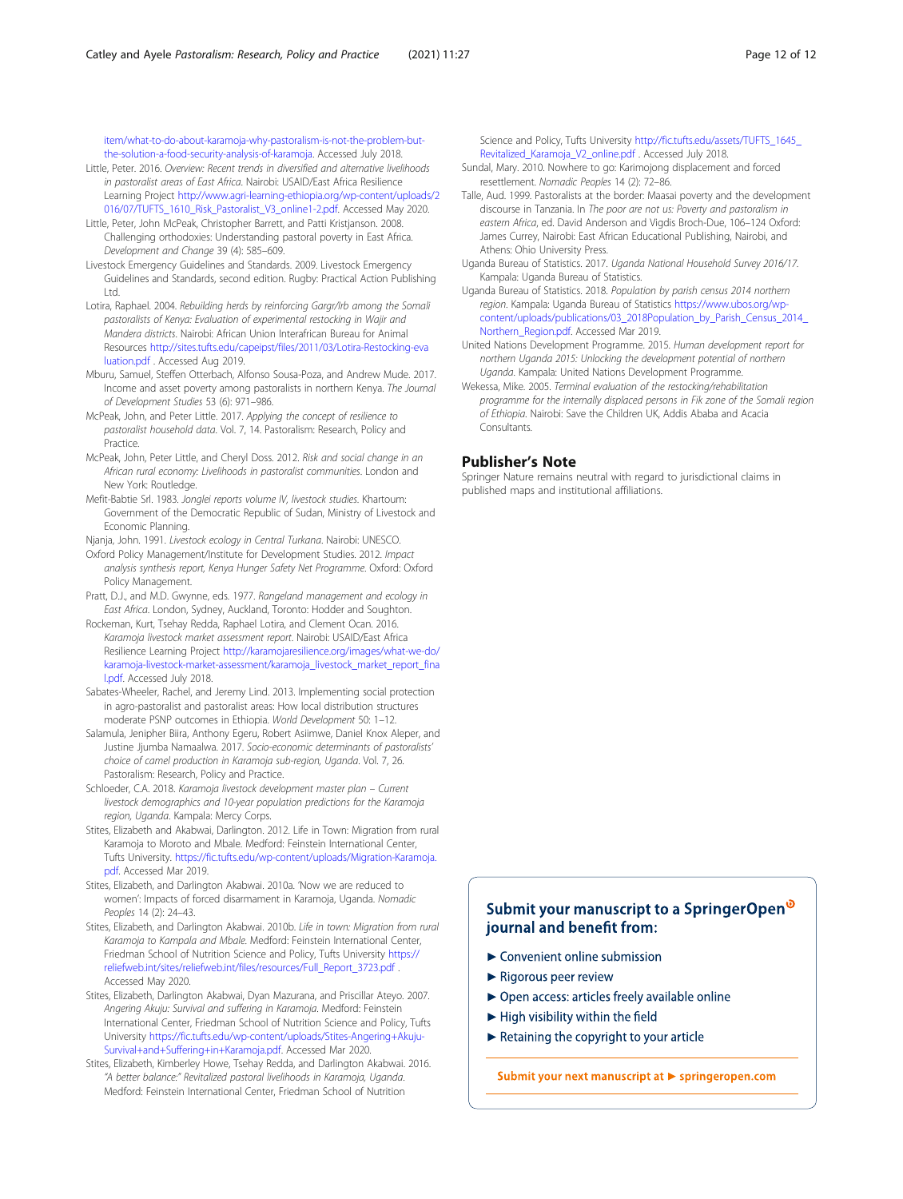item/what-to-do-about-karamoja-why-pastoralism-is-not-the-problem-but-the-solution-a-food-security-analysis-of-karamoja. Accessed July 2018.

Little, Peter. 2016. *Overview: Recent trends in diversified and alternative livelihoods in pastoralist areas of East Africa*. Nairobi: USAID/East Africa Resilience Learning Project http://www.agri-learning-ethiopia.org/wp-content/uploads/2016/07/TUFTS_1610_Risk_Pastoralist_V3_online1-2.pdf. Accessed May 2020.

Little, Peter, John McPeak, Christopher Barrett, and Patti Kristjanson. 2008. Challenging orthodoxies: Understanding pastoral poverty in East Africa. *Development and Change* 39 (4): 585–609.

Livestock Emergency Guidelines and Standards. 2009. Livestock Emergency Guidelines and Standards, second edition. Rugby: Practical Action Publishing Ltd.

Lotira, Raphael. 2004. *Rebuilding herds by reinforcing Gargr/Irb among the Somali pastoralists of Kenya: Evaluation of experimental restocking in Wajir and Mandera districts*. Nairobi: African Union Interafrican Bureau for Animal Resources http://sites.tufts.edu/capeipst/files/2011/03/Lotira-Restocking-evaluation.pdf . Accessed Aug 2019.

Mburu, Samuel, Steffen Otterbach, Alfonso Sousa-Poza, and Andrew Mude. 2017. Income and asset poverty among pastoralists in northern Kenya. *The Journal of Development Studies* 53 (6): 971–986.

McPeak, John, and Peter Little. 2017. *Applying the concept of resilience to pastoralist household data*. Vol. 7, 14. Pastoralism: Research, Policy and Practice.

McPeak, John, Peter Little, and Cheryl Doss. 2012. *Risk and social change in an African rural economy: Livelihoods in pastoralist communities*. London and New York: Routledge.

Mefit-Babtie Srl. 1983. *Jonglei reports volume IV, livestock studies*. Khartoum: Government of the Democratic Republic of Sudan, Ministry of Livestock and Economic Planning.

Njanja, John. 1991. *Livestock ecology in Central Turkana*. Nairobi: UNESCO.

Oxford Policy Management/Institute for Development Studies. 2012. *Impact analysis synthesis report, Kenya Hunger Safety Net Programme*. Oxford: Oxford Policy Management.

Pratt, D.J., and M.D. Gwynne, eds. 1977. *Rangeland management and ecology in East Africa*. London, Sydney, Auckland, Toronto: Hodder and Soughton.

Rockeman, Kurt, Tsehay Redda, Raphael Lotira, and Clement Ocan. 2016. *Karamoja livestock market assessment report*. Nairobi: USAID/East Africa Resilience Learning Project http://karamojaresilience.org/images/what-we-do/karamoja-livestock-market-assessment/karamoja_livestock_market_report_final.pdf. Accessed July 2018.

Sabates-Wheeler, Rachel, and Jeremy Lind. 2013. Implementing social protection in agro-pastoralist and pastoralist areas: How local distribution structures moderate PSNP outcomes in Ethiopia. *World Development* 50: 1–12.

Salamula, Jenipher Biira, Anthony Egeru, Robert Asiimwe, Daniel Knox Aleper, and Justine Jjumba Namaalwa. 2017. *Socio-economic determinants of pastoralists' choice of camel production in Karamoja sub-region, Uganda*. Vol. 7, 26. Pastoralism: Research, Policy and Practice.

Schloeder, C.A. 2018. *Karamoja livestock development master plan – Current livestock demographics and 10-year population predictions for the Karamoja region, Uganda*. Kampala: Mercy Corps.

Stites, Elizabeth and Akabwai, Darlington. 2012. Life in Town: Migration from rural Karamoja to Moroto and Mbale. Medford: Feinstein International Center, Tufts University. https://fic.tufts.edu/wp-content/uploads/Migration-Karamoja.pdf. Accessed Mar 2019.

Stites, Elizabeth, and Darlington Akabwai. 2010a. 'Now we are reduced to women': Impacts of forced disarmament in Karamoja, Uganda. *Nomadic Peoples* 14 (2): 24–43.

Stites, Elizabeth, and Darlington Akabwai. 2010b. *Life in town: Migration from rural Karamoja to Kampala and Mbale*. Medford: Feinstein International Center, Friedman School of Nutrition Science and Policy, Tufts University https://reliefweb.int/sites/reliefweb.int/files/resources/Full_Report_3723.pdf . Accessed May 2020.

Stites, Elizabeth, Darlington Akabwai, Dyan Mazurana, and Priscillar Ateyo. 2007. *Angering Akuju: Survival and suffering in Karamoja*. Medford: Feinstein International Center, Friedman School of Nutrition Science and Policy, Tufts University https://fic.tufts.edu/wp-content/uploads/Stites-Angering+Akuju-Survival+and+Suffering+in+Karamoja.pdf. Accessed Mar 2020.

Stites, Elizabeth, Kimberley Howe, Tsehay Redda, and Darlington Akabwai. 2016. *"A better balance:" Revitalized pastoral livelihoods in Karamoja, Uganda*. Medford: Feinstein International Center, Friedman School of Nutrition Science and Policy, Tufts University http://fic.tufts.edu/assets/TUFTS_1645_Revitalized_Karamoja_V2_online.pdf . Accessed July 2018.

Sundal, Mary. 2010. Nowhere to go: Karimojong displacement and forced resettlement. *Nomadic Peoples* 14 (2): 72–86.

Talle, Aud. 1999. Pastoralists at the border: Maasai poverty and the development discourse in Tanzania. In *The poor are not us: Poverty and pastoralism in eastern Africa*, ed. David Anderson and Vigdis Broch-Due, 106–124 Oxford: James Currey, Nairobi: East African Educational Publishing, Nairobi, and Athens: Ohio University Press.

Uganda Bureau of Statistics. 2017. *Uganda National Household Survey 2016/17*. Kampala: Uganda Bureau of Statistics.

Uganda Bureau of Statistics. 2018. *Population by parish census 2014 northern region*. Kampala: Uganda Bureau of Statistics https://www.ubos.org/wp-content/uploads/publications/03_2018Population_by_Parish_Census_2014_Northern_Region.pdf. Accessed Mar 2019.

United Nations Development Programme. 2015. *Human development report for northern Uganda 2015: Unlocking the development potential of northern Uganda*. Kampala: United Nations Development Programme.

Wekessa, Mike. 2005. *Terminal evaluation of the restocking/rehabilitation programme for the internally displaced persons in Fik zone of the Somali region of Ethiopia*. Nairobi: Save the Children UK, Addis Ababa and Acacia Consultants.

## Publisher's Note

Springer Nature remains neutral with regard to jurisdictional claims in published maps and institutional affiliations.